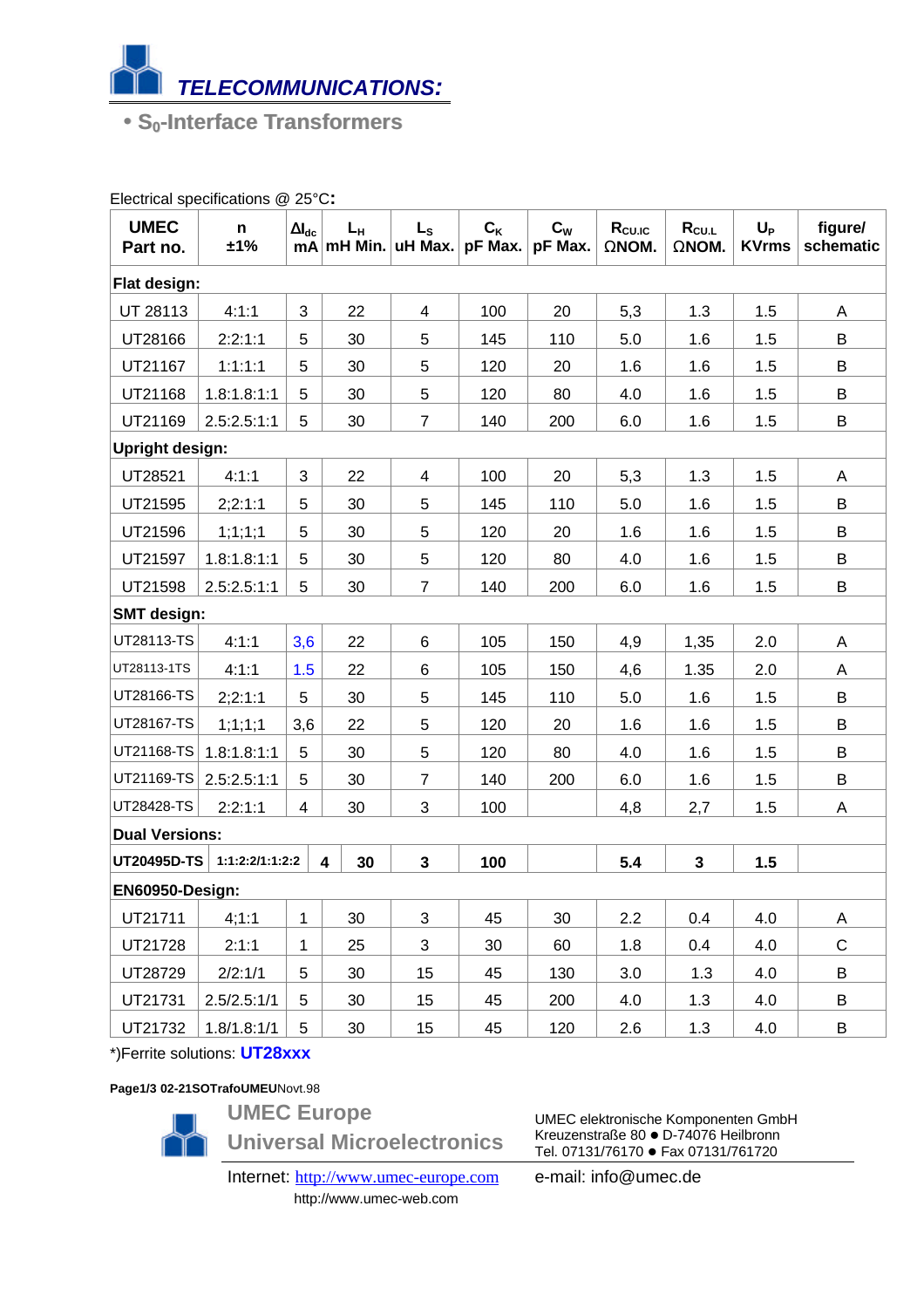# *TELECOMMUNICATIONS:*

## • $S_0$-Interface Transformers

Electrical specifications @ 25°C**:**

| UMEC Part no. | n ±1% | $\Delta I_{dc}$ mA | $L_H$ mH Min. | $L_S$ uH Max. | $C_K$ pF Max. | $C_W$ pF Max. | $R_{CU.IC}$ ΩNOM. | $R_{CU.L}$ ΩNOM. | $U_P$ KVrms | figure/ schematic |
|---|---|---|---|---|---|---|---|---|---|---|
| **Flat design:** | | | | | | | | | | |
| UT 28113 | 4:1:1 | 3 | 22 | 4 | 100 | 20 | 5,3 | 1.3 | 1.5 | A |
| UT28166 | 2:2:1:1 | 5 | 30 | 5 | 145 | 110 | 5.0 | 1.6 | 1.5 | B |
| UT21167 | 1:1:1:1 | 5 | 30 | 5 | 120 | 20 | 1.6 | 1.6 | 1.5 | B |
| UT21168 | 1.8:1.8:1:1 | 5 | 30 | 5 | 120 | 80 | 4.0 | 1.6 | 1.5 | B |
| UT21169 | 2.5:2.5:1:1 | 5 | 30 | 7 | 140 | 200 | 6.0 | 1.6 | 1.5 | B |
| **Upright design:** | | | | | | | | | | |
| UT28521 | 4:1:1 | 3 | 22 | 4 | 100 | 20 | 5,3 | 1.3 | 1.5 | A |
| UT21595 | 2;2:1:1 | 5 | 30 | 5 | 145 | 110 | 5.0 | 1.6 | 1.5 | B |
| UT21596 | 1;1;1;1 | 5 | 30 | 5 | 120 | 20 | 1.6 | 1.6 | 1.5 | B |
| UT21597 | 1.8:1.8:1:1 | 5 | 30 | 5 | 120 | 80 | 4.0 | 1.6 | 1.5 | B |
| UT21598 | 2.5:2.5:1:1 | 5 | 30 | 7 | 140 | 200 | 6.0 | 1.6 | 1.5 | B |
| **SMT design:** | | | | | | | | | | |
| UT28113-TS | 4:1:1 | 3,6 | 22 | 6 | 105 | 150 | 4,9 | 1,35 | 2.0 | A |
| UT28113-1TS | 4:1:1 | 1.5 | 22 | 6 | 105 | 150 | 4,6 | 1.35 | 2.0 | A |
| UT28166-TS | 2;2:1:1 | 5 | 30 | 5 | 145 | 110 | 5.0 | 1.6 | 1.5 | B |
| UT28167-TS | 1;1;1;1 | 3,6 | 22 | 5 | 120 | 20 | 1.6 | 1.6 | 1.5 | B |
| UT21168-TS | 1.8:1.8:1:1 | 5 | 30 | 5 | 120 | 80 | 4.0 | 1.6 | 1.5 | B |
| UT21169-TS | 2.5:2.5:1:1 | 5 | 30 | 7 | 140 | 200 | 6.0 | 1.6 | 1.5 | B |
| UT28428-TS | 2:2:1:1 | 4 | 30 | 3 | 100 | | 4,8 | 2,7 | 1.5 | A |
| **Dual Versions:** | | | | | | | | | | |
| **UT20495D-TS** | **1:1:2:2/1:1:2:2** | **4** | **30** | **3** | **100** | | **5.4** | **3** | **1.5** | |
| **EN60950-Design:** | | | | | | | | | | |
| UT21711 | 4;1:1 | 1 | 30 | 3 | 45 | 30 | 2.2 | 0.4 | 4.0 | A |
| UT21728 | 2:1:1 | 1 | 25 | 3 | 30 | 60 | 1.8 | 0.4 | 4.0 | C |
| UT28729 | 2/2:1/1 | 5 | 30 | 15 | 45 | 130 | 3.0 | 1.3 | 4.0 | B |
| UT21731 | 2.5/2.5:1/1 | 5 | 30 | 15 | 45 | 200 | 4.0 | 1.3 | 4.0 | B |
| UT21732 | 1.8/1.8:1/1 | 5 | 30 | 15 | 45 | 120 | 2.6 | 1.3 | 4.0 | B |

*)Ferrite solutions: **UT28xxx**

**Page1/3 02-21SOTrafoUMEU**Novt.98

**UMEC Europe**
**Universal Microelectronics**

UMEC elektronische Komponenten GmbH
Kreuzenstraße 80 ● D-74076 Heilbronn
Tel. 07131/76170 ● Fax 07131/761720

Internet: http://www.umec-europe.com
http://www.umec-web.com

e-mail: info@umec.de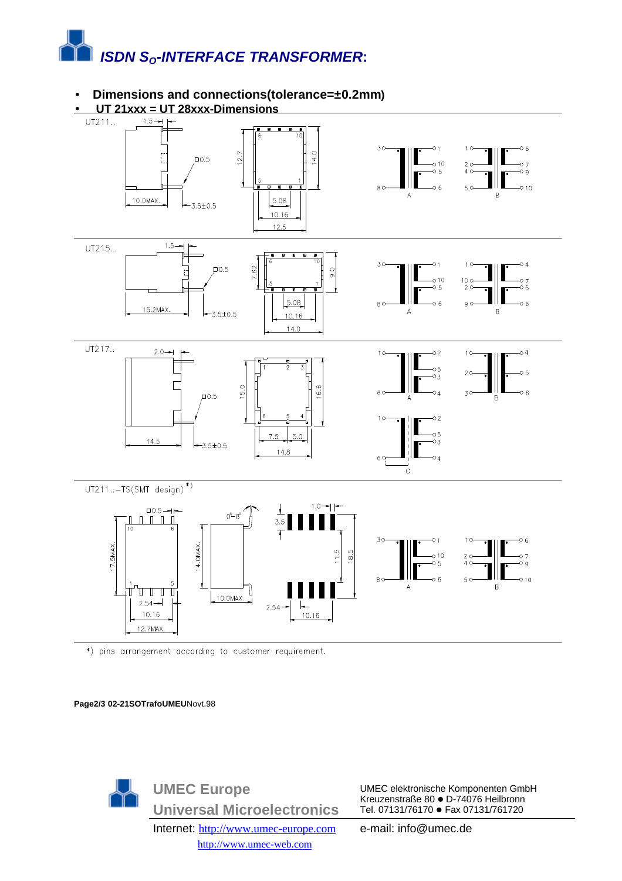# *ISDN $S_O$-INTERFACE TRANSFORMER*:

- **Dimensions and connections(tolerance=±0.2mm)**
- **UT 21xxx = UT 28xxx-Dimensions**

UT211..

1.5 | □0.5 | 12.7 | 14.0 | 10.0MAX. | 3.5±0.5 | 5.08 | 10.16 | 12.5

A: 3, 8, 1, 10, 5, 6 — B: 1, 2, 4, 5, 6, 7, 9, 10

UT215..

1.5 | □0.5 | 7.62 | 9.0 | 15.2MAX. | 3.5±0.5 | 5.08 | 10.16 | 14.0

A: 3, 8, 1, 10, 5, 6 — B: 1, 10, 2, 9, 4, 7, 5, 6

UT217..

2.0 | □0.5 | 15.0 | 16.6 | 14.5 | 3.5±0.5 | 7.5 | 5.0 | 14.8

A: 1, 6, 2, 5, 3, 4 — B: 1, 2, 3, 4, 5, 6 — C: 1, 6, 2, 5, 3, 4

UT211..–TS(SMT design) *)

□0.5 | 0°–8° | 1.0 | 3.5 | 17.5MAX. | 14.0MAX. | 11.5 | 18.5 | 2.54 | 10.16 | 12.7MAX. | 10.0MAX. | 2.54 | 10.16

A: 3, 8, 1, 10, 5, 6 — B: 1, 2, 4, 5, 6, 7, 9, 10

*) pins arrangement according to customer requirement.

**Page2/3 02-21SOTrafoUMEU**Novt.98

**UMEC Europe**
**Universal Microelectronics**
Internet: http://www.umec-europe.com
http://www.umec-web.com

UMEC elektronische Komponenten GmbH
Kreuzenstraße 80 ● D-74076 Heilbronn
Tel. 07131/76170 ● Fax 07131/761720
e-mail: info@umec.de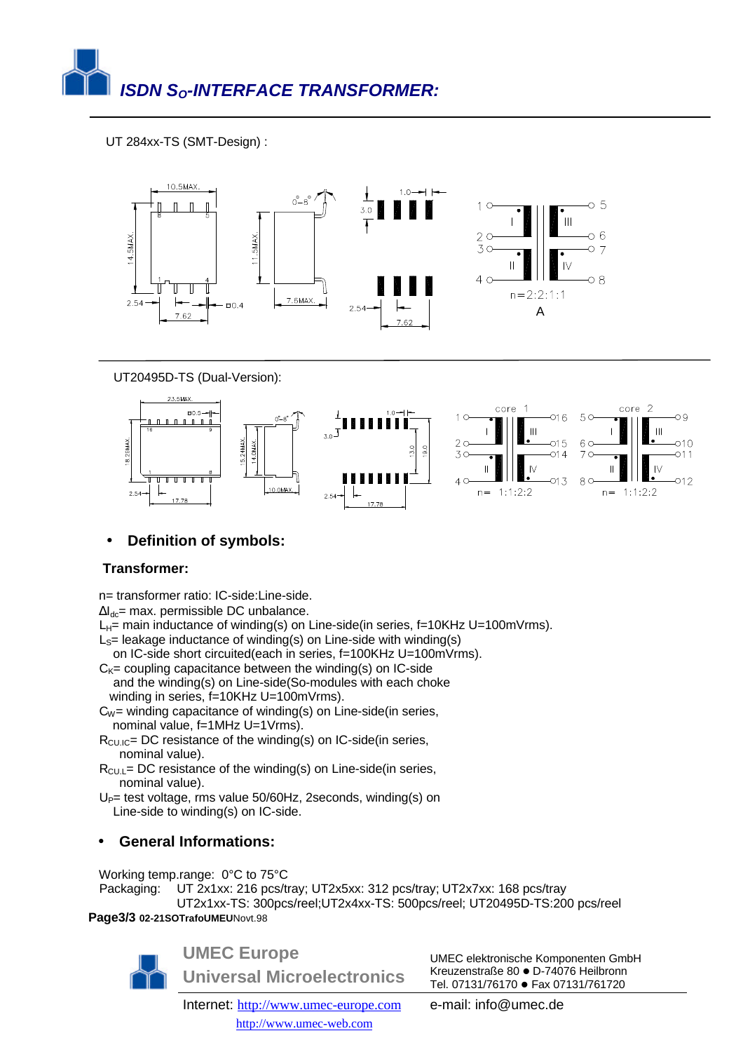# *ISDN $S_O$-INTERFACE TRANSFORMER:*

UT 284xx-TS (SMT-Design) :

10.5MAX.
14.5MAX.
2.54
7.62
□0.4
0°–8°
11.5MAX.
7.6MAX.
1.0
3.0
2.54
7.62
1
2
3
4
5
6
7
8
I
II
III
IV
n=2:2:1:1
A

UT20495D-TS (Dual-Version):

23.5MAX.
□0.5
18.29MAX.
2.54
17.78
0°–8°
15.24MAX.
14.0MAX.
10.0MAX.
1.0
3.0
13.0
19.0
2.54
17.78
core 1
1
2
3
4
16
15
14
13
I
II
III
IV
n= 1:1:2:2
core 2
5
6
7
8
9
10
11
12
I
II
III
IV
n= 1:1:2:2

- **Definition of symbols:**

**Transformer:**

n= transformer ratio: IC-side:Line-side.
$\Delta I_{dc}$= max. permissible DC unbalance.
$L_H$= main inductance of winding(s) on Line-side(in series, f=10KHz U=100mVrms).
$L_S$= leakage inductance of winding(s) on Line-side with winding(s) on IC-side short circuited(each in series, f=100KHz U=100mVrms).
$C_K$= coupling capacitance between the winding(s) on IC-side and the winding(s) on Line-side(So-modules with each choke winding in series, f=10KHz U=100mVrms).
$C_W$= winding capacitance of winding(s) on Line-side(in series, nominal value, f=1MHz U=1Vrms).
$R_{CU.IC}$= DC resistance of the winding(s) on IC-side(in series, nominal value).
$R_{CU.L}$= DC resistance of the winding(s) on Line-side(in series, nominal value).
$U_P$= test voltage, rms value 50/60Hz, 2seconds, winding(s) on Line-side to winding(s) on IC-side.

- **General Informations:**

Working temp.range: 0°C to 75°C
Packaging: UT 2x1xx: 216 pcs/tray; UT2x5xx: 312 pcs/tray; UT2x7xx: 168 pcs/tray
UT2x1xx-TS: 300pcs/reel;UT2x4xx-TS: 500pcs/reel; UT20495D-TS:200 pcs/reel